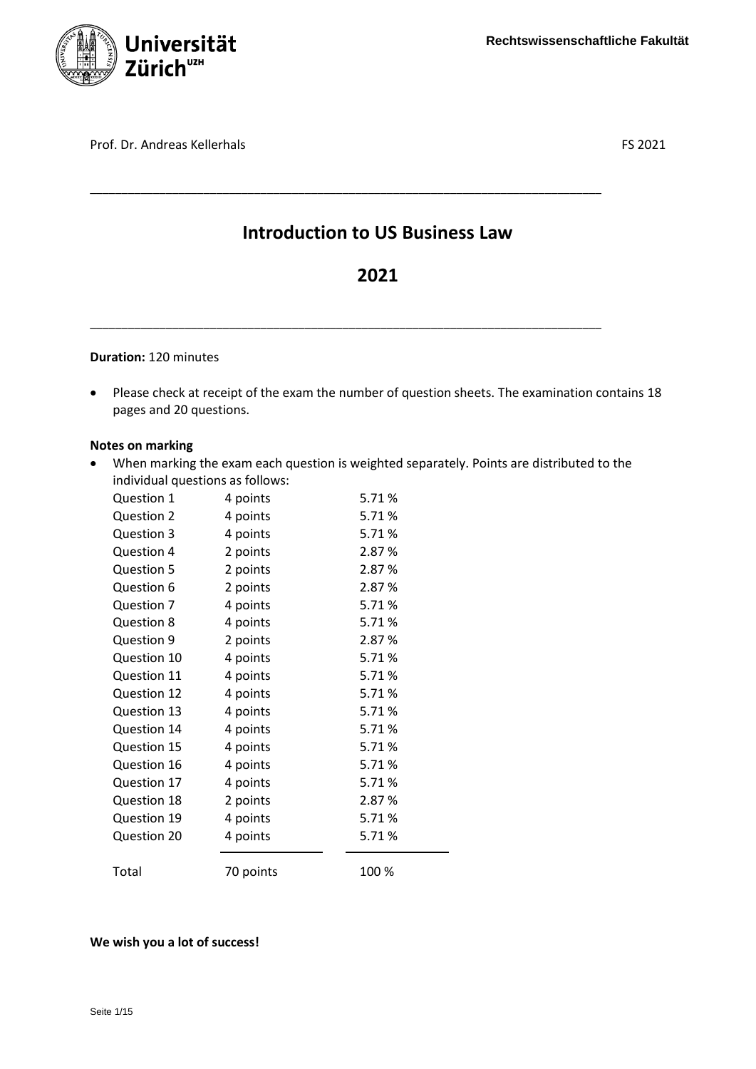Rechtswissenschaftliche Fakultät

Prof. Dr. Andreas Kellerhals FS 2021

---

# Introduction to US Business Law

# 2021

---

**Duration:** 120 minutes

- Please check at receipt of the exam the number of question sheets. The examination contains 18 pages and 20 questions.

**Notes on marking**

- When marking the exam each question is weighted separately. Points are distributed to the individual questions as follows:

| | | |
|---|---|---|
| Question 1 | 4 points | 5.71 % |
| Question 2 | 4 points | 5.71 % |
| Question 3 | 4 points | 5.71 % |
| Question 4 | 2 points | 2.87 % |
| Question 5 | 2 points | 2.87 % |
| Question 6 | 2 points | 2.87 % |
| Question 7 | 4 points | 5.71 % |
| Question 8 | 4 points | 5.71 % |
| Question 9 | 2 points | 2.87 % |
| Question 10 | 4 points | 5.71 % |
| Question 11 | 4 points | 5.71 % |
| Question 12 | 4 points | 5.71 % |
| Question 13 | 4 points | 5.71 % |
| Question 14 | 4 points | 5.71 % |
| Question 15 | 4 points | 5.71 % |
| Question 16 | 4 points | 5.71 % |
| Question 17 | 4 points | 5.71 % |
| Question 18 | 2 points | 2.87 % |
| Question 19 | 4 points | 5.71 % |
| Question 20 | 4 points | 5.71 % |
| Total | 70 points | 100 % |

**We wish you a lot of success!**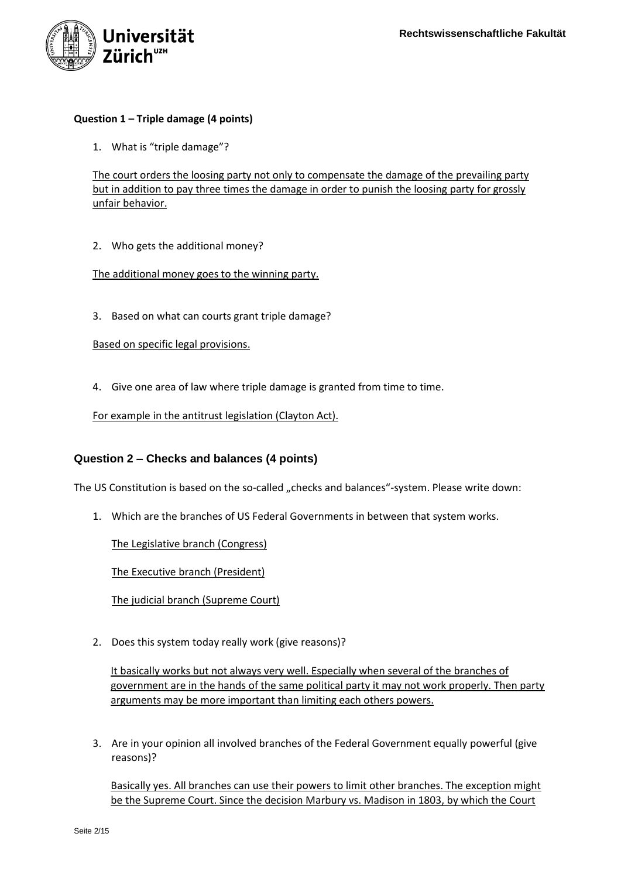### Question 1 – Triple damage (4 points)

1. What is "triple damage"?

   The court orders the loosing party not only to compensate the damage of the prevailing party but in addition to pay three times the damage in order to punish the loosing party for grossly unfair behavior.

2. Who gets the additional money?

   The additional money goes to the winning party.

3. Based on what can courts grant triple damage?

   Based on specific legal provisions.

4. Give one area of law where triple damage is granted from time to time.

   For example in the antitrust legislation (Clayton Act).

## Question 2 – Checks and balances (4 points)

The US Constitution is based on the so-called „checks and balances"-system. Please write down:

1. Which are the branches of US Federal Governments in between that system works.

   The Legislative branch (Congress)

   The Executive branch (President)

   The judicial branch (Supreme Court)

2. Does this system today really work (give reasons)?

   It basically works but not always very well. Especially when several of the branches of government are in the hands of the same political party it may not work properly. Then party arguments may be more important than limiting each others powers.

3. Are in your opinion all involved branches of the Federal Government equally powerful (give reasons)?

   Basically yes. All branches can use their powers to limit other branches. The exception might be the Supreme Court. Since the decision Marbury vs. Madison in 1803, by which the Court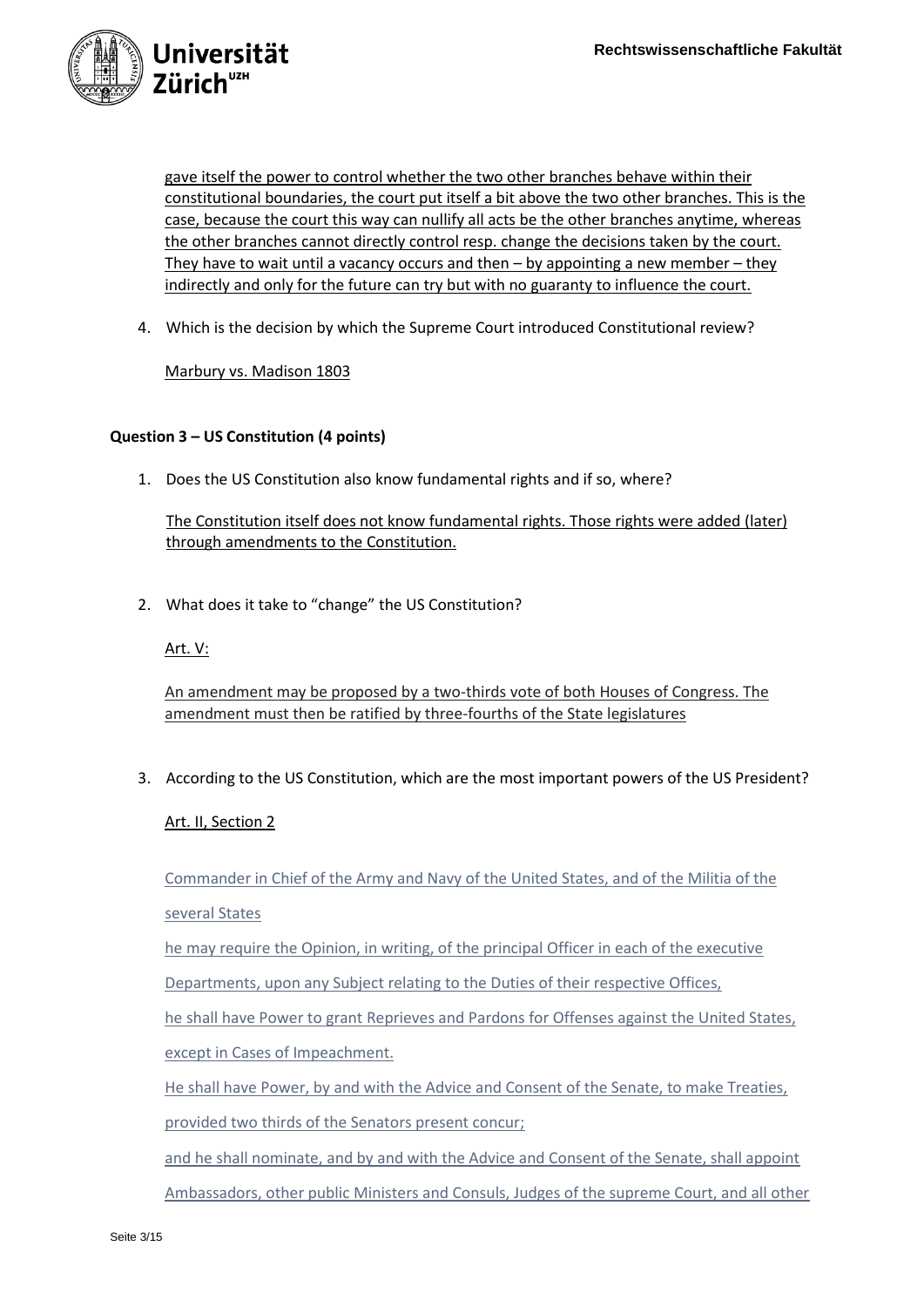gave itself the power to control whether the two other branches behave within their constitutional boundaries, the court put itself a bit above the two other branches. This is the case, because the court this way can nullify all acts be the other branches anytime, whereas the other branches cannot directly control resp. change the decisions taken by the court. They have to wait until a vacancy occurs and then – by appointing a new member – they indirectly and only for the future can try but with no guaranty to influence the court.

4. Which is the decision by which the Supreme Court introduced Constitutional review?

   Marbury vs. Madison 1803

**Question 3 – US Constitution (4 points)**

1. Does the US Constitution also know fundamental rights and if so, where?

   The Constitution itself does not know fundamental rights. Those rights were added (later) through amendments to the Constitution.

2. What does it take to "change" the US Constitution?

   Art. V:

   An amendment may be proposed by a two-thirds vote of both Houses of Congress. The amendment must then be ratified by three-fourths of the State legislatures

3. According to the US Constitution, which are the most important powers of the US President?

   Art. II, Section 2

   Commander in Chief of the Army and Navy of the United States, and of the Militia of the several States

   he may require the Opinion, in writing, of the principal Officer in each of the executive Departments, upon any Subject relating to the Duties of their respective Offices,

   he shall have Power to grant Reprieves and Pardons for Offenses against the United States, except in Cases of Impeachment.

   He shall have Power, by and with the Advice and Consent of the Senate, to make Treaties, provided two thirds of the Senators present concur;

   and he shall nominate, and by and with the Advice and Consent of the Senate, shall appoint Ambassadors, other public Ministers and Consuls, Judges of the supreme Court, and all other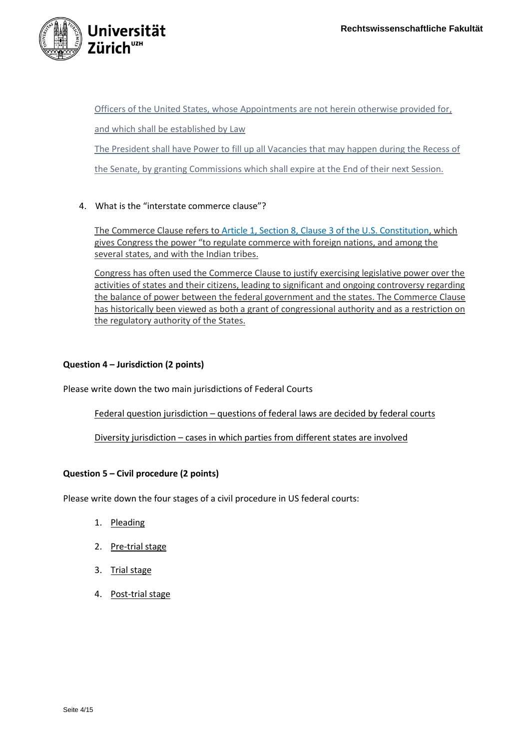Officers of the United States, whose Appointments are not herein otherwise provided for, and which shall be established by Law

The President shall have Power to fill up all Vacancies that may happen during the Recess of the Senate, by granting Commissions which shall expire at the End of their next Session.

4. What is the "interstate commerce clause"?

   The Commerce Clause refers to Article 1, Section 8, Clause 3 of the U.S. Constitution, which gives Congress the power "to regulate commerce with foreign nations, and among the several states, and with the Indian tribes.

   Congress has often used the Commerce Clause to justify exercising legislative power over the activities of states and their citizens, leading to significant and ongoing controversy regarding the balance of power between the federal government and the states. The Commerce Clause has historically been viewed as both a grant of congressional authority and as a restriction on the regulatory authority of the States.

**Question 4 – Jurisdiction (2 points)**

Please write down the two main jurisdictions of Federal Courts

Federal question jurisdiction – questions of federal laws are decided by federal courts

Diversity jurisdiction – cases in which parties from different states are involved

**Question 5 – Civil procedure (2 points)**

Please write down the four stages of a civil procedure in US federal courts:

1. Pleading
2. Pre-trial stage
3. Trial stage
4. Post-trial stage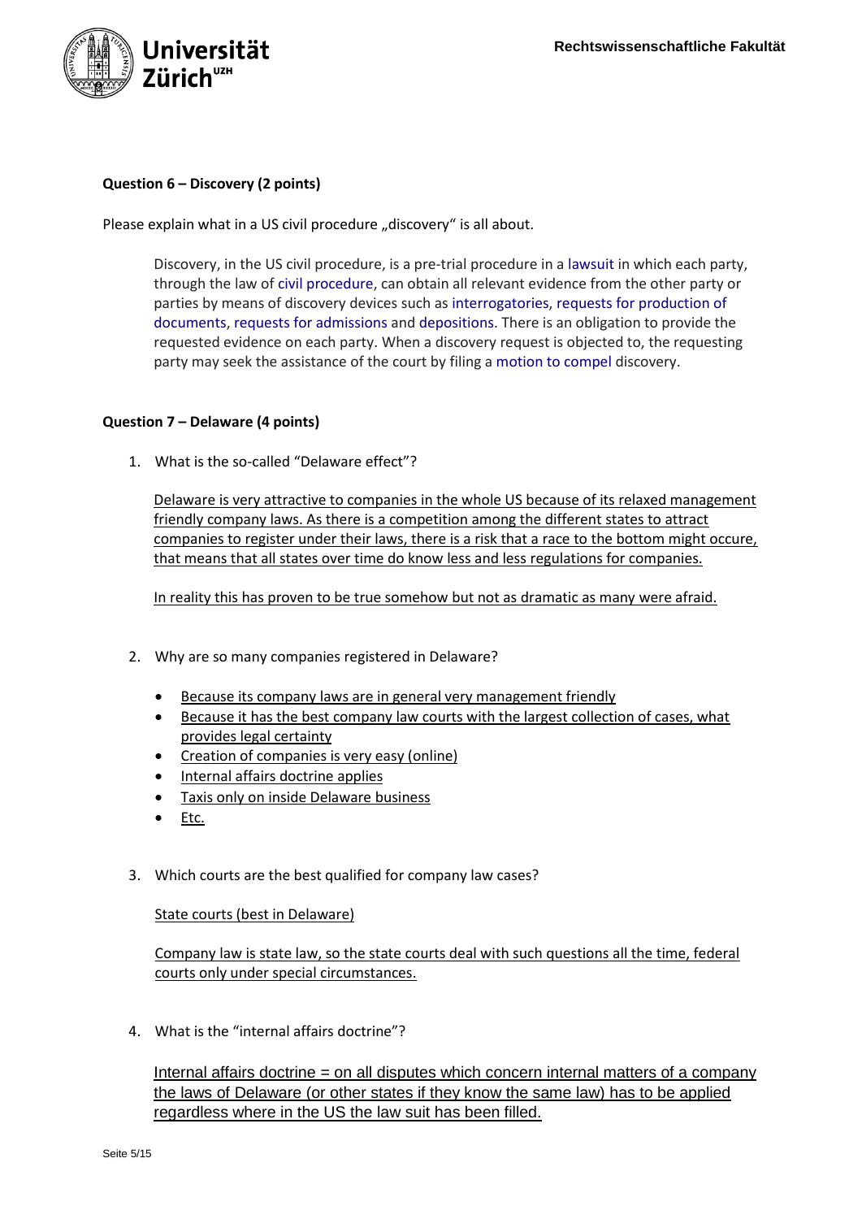**Question 6 – Discovery (2 points)**

Please explain what in a US civil procedure „discovery" is all about.

> Discovery, in the US civil procedure, is a pre-trial procedure in a lawsuit in which each party, through the law of civil procedure, can obtain all relevant evidence from the other party or parties by means of discovery devices such as interrogatories, requests for production of documents, requests for admissions and depositions. There is an obligation to provide the requested evidence on each party. When a discovery request is objected to, the requesting party may seek the assistance of the court by filing a motion to compel discovery.

**Question 7 – Delaware (4 points)**

1. What is the so-called "Delaware effect"?

   Delaware is very attractive to companies in the whole US because of its relaxed management friendly company laws. As there is a competition among the different states to attract companies to register under their laws, there is a risk that a race to the bottom might occure, that means that all states over time do know less and less regulations for companies.

   In reality this has proven to be true somehow but not as dramatic as many were afraid.

2. Why are so many companies registered in Delaware?

   - Because its company laws are in general very management friendly
   - Because it has the best company law courts with the largest collection of cases, what provides legal certainty
   - Creation of companies is very easy (online)
   - Internal affairs doctrine applies
   - Taxis only on inside Delaware business
   - Etc.

3. Which courts are the best qualified for company law cases?

   State courts (best in Delaware)

   Company law is state law, so the state courts deal with such questions all the time, federal courts only under special circumstances.

4. What is the "internal affairs doctrine"?

   Internal affairs doctrine = on all disputes which concern internal matters of a company the laws of Delaware (or other states if they know the same law) has to be applied regardless where in the US the law suit has been filled.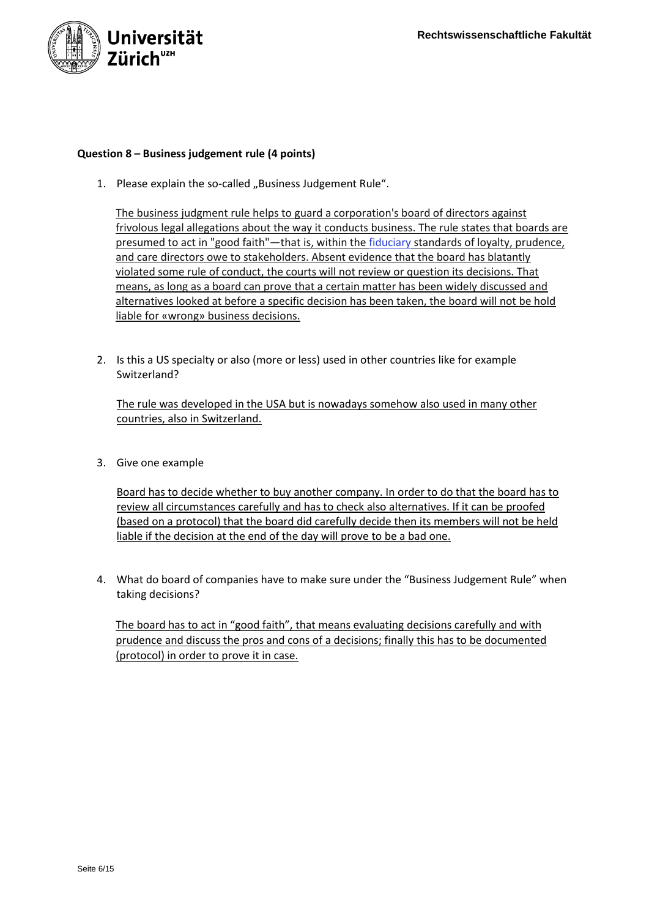**Question 8 – Business judgement rule (4 points)**

1. Please explain the so-called „Business Judgement Rule".

   The business judgment rule helps to guard a corporation's board of directors against frivolous legal allegations about the way it conducts business. The rule states that boards are presumed to act in "good faith"—that is, within the fiduciary standards of loyalty, prudence, and care directors owe to stakeholders. Absent evidence that the board has blatantly violated some rule of conduct, the courts will not review or question its decisions. That means, as long as a board can prove that a certain matter has been widely discussed and alternatives looked at before a specific decision has been taken, the board will not be hold liable for «wrong» business decisions.

2. Is this a US specialty or also (more or less) used in other countries like for example Switzerland?

   The rule was developed in the USA but is nowadays somehow also used in many other countries, also in Switzerland.

3. Give one example

   Board has to decide whether to buy another company. In order to do that the board has to review all circumstances carefully and has to check also alternatives. If it can be proofed (based on a protocol) that the board did carefully decide then its members will not be held liable if the decision at the end of the day will prove to be a bad one.

4. What do board of companies have to make sure under the "Business Judgement Rule" when taking decisions?

   The board has to act in "good faith", that means evaluating decisions carefully and with prudence and discuss the pros and cons of a decisions; finally this has to be documented (protocol) in order to prove it in case.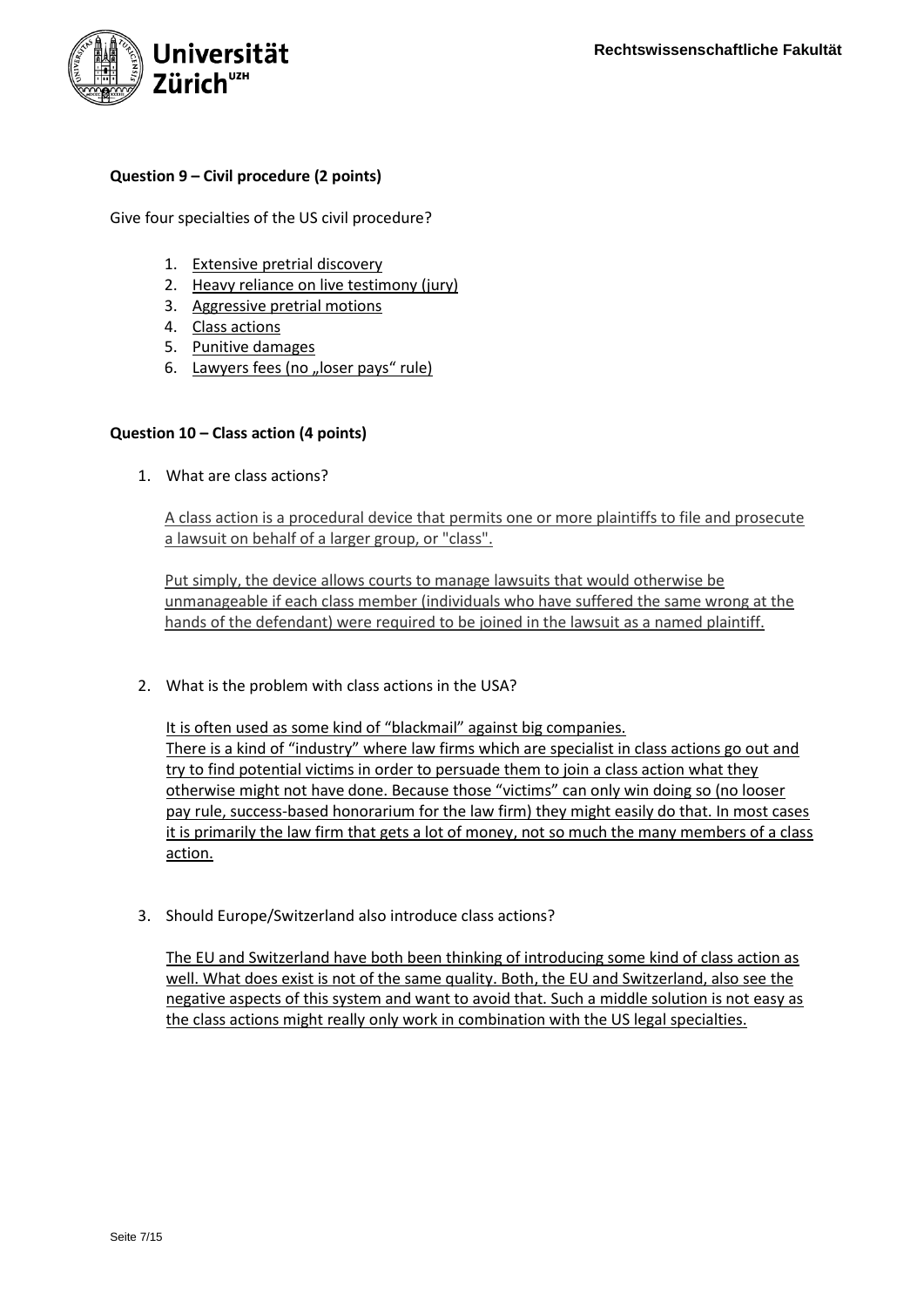**Question 9 – Civil procedure (2 points)**

Give four specialties of the US civil procedure?

1. Extensive pretrial discovery
2. Heavy reliance on live testimony (jury)
3. Aggressive pretrial motions
4. Class actions
5. Punitive damages
6. Lawyers fees (no „loser pays" rule)

**Question 10 – Class action (4 points)**

1. What are class actions?

   A class action is a procedural device that permits one or more plaintiffs to file and prosecute a lawsuit on behalf of a larger group, or "class".

   Put simply, the device allows courts to manage lawsuits that would otherwise be unmanageable if each class member (individuals who have suffered the same wrong at the hands of the defendant) were required to be joined in the lawsuit as a named plaintiff.

2. What is the problem with class actions in the USA?

   It is often used as some kind of "blackmail" against big companies.
   There is a kind of "industry" where law firms which are specialist in class actions go out and try to find potential victims in order to persuade them to join a class action what they otherwise might not have done. Because those "victims" can only win doing so (no looser pay rule, success-based honorarium for the law firm) they might easily do that. In most cases it is primarily the law firm that gets a lot of money, not so much the many members of a class action.

3. Should Europe/Switzerland also introduce class actions?

   The EU and Switzerland have both been thinking of introducing some kind of class action as well. What does exist is not of the same quality. Both, the EU and Switzerland, also see the negative aspects of this system and want to avoid that. Such a middle solution is not easy as the class actions might really only work in combination with the US legal specialties.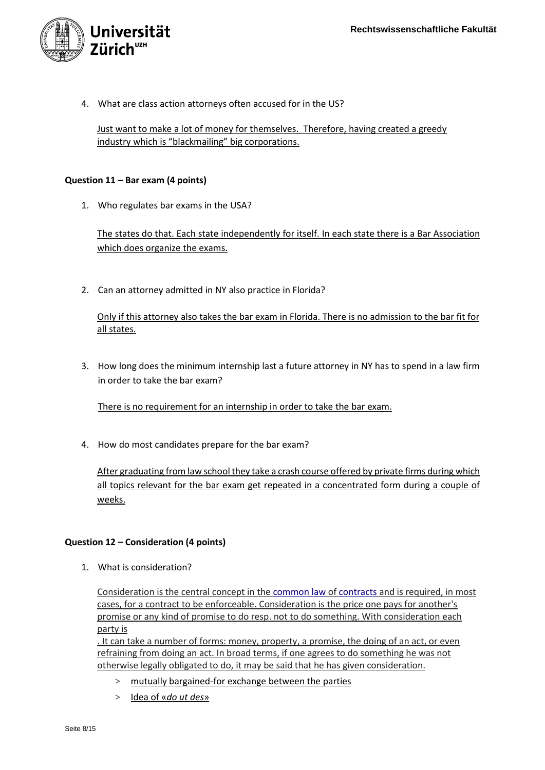4. What are class action attorneys often accused for in the US?

   Just want to make a lot of money for themselves. Therefore, having created a greedy industry which is "blackmailing" big corporations.

**Question 11 – Bar exam (4 points)**

1. Who regulates bar exams in the USA?

   The states do that. Each state independently for itself. In each state there is a Bar Association which does organize the exams.

2. Can an attorney admitted in NY also practice in Florida?

   Only if this attorney also takes the bar exam in Florida. There is no admission to the bar fit for all states.

3. How long does the minimum internship last a future attorney in NY has to spend in a law firm in order to take the bar exam?

   There is no requirement for an internship in order to take the bar exam.

4. How do most candidates prepare for the bar exam?

   After graduating from law school they take a crash course offered by private firms during which all topics relevant for the bar exam get repeated in a concentrated form during a couple of weeks.

**Question 12 – Consideration (4 points)**

1. What is consideration?

   Consideration is the central concept in the common law of contracts and is required, in most cases, for a contract to be enforceable. Consideration is the price one pays for another's promise or any kind of promise to do resp. not to do something. With consideration each party is

   . It can take a number of forms: money, property, a promise, the doing of an act, or even refraining from doing an act. In broad terms, if one agrees to do something he was not otherwise legally obligated to do, it may be said that he has given consideration.

   > mutually bargained-for exchange between the parties

   > Idea of «*do ut des*»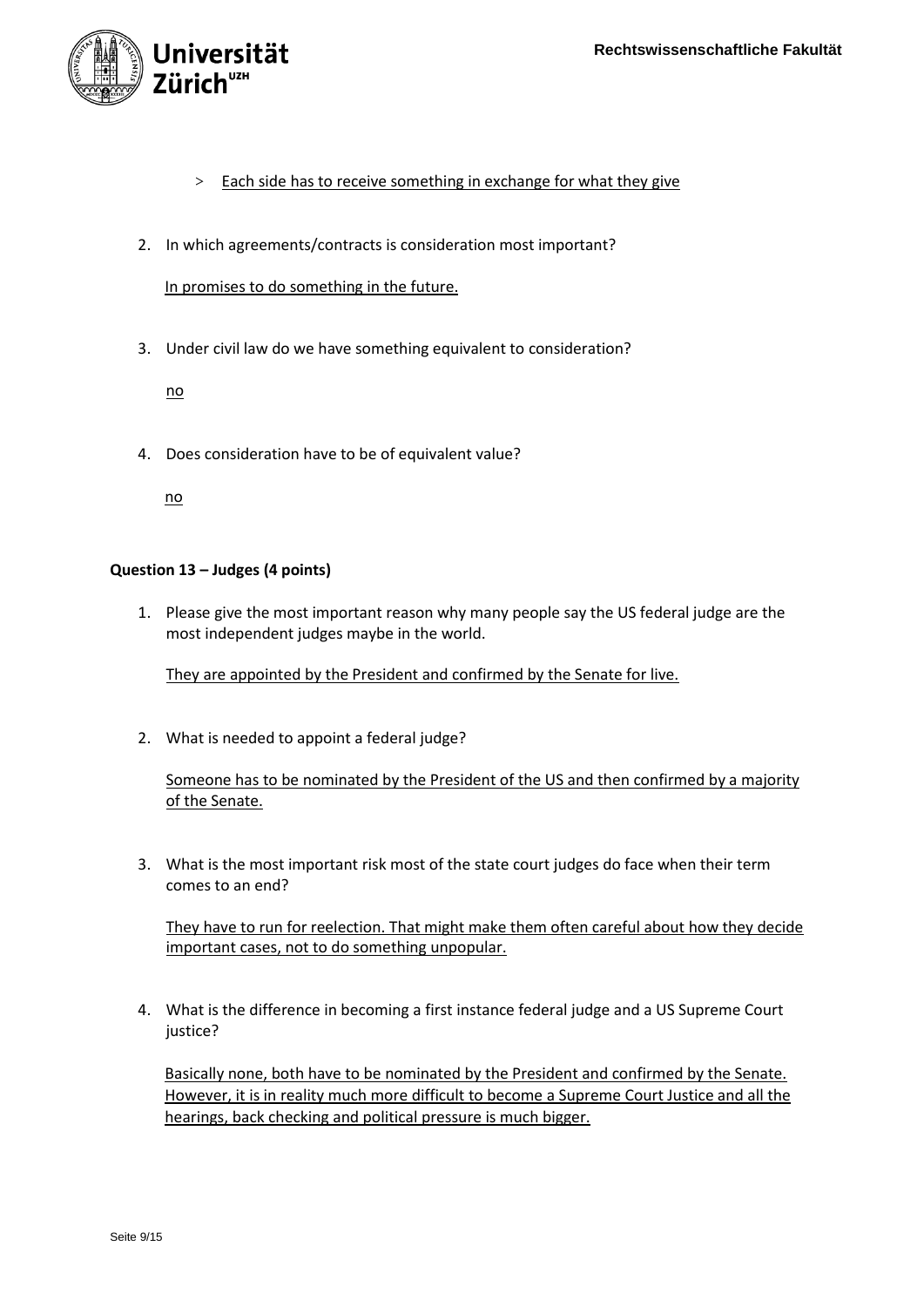> Each side has to receive something in exchange for what they give

2. In which agreements/contracts is consideration most important?

   In promises to do something in the future.

3. Under civil law do we have something equivalent to consideration?

   no

4. Does consideration have to be of equivalent value?

   no

**Question 13 – Judges (4 points)**

1. Please give the most important reason why many people say the US federal judge are the most independent judges maybe in the world.

   They are appointed by the President and confirmed by the Senate for live.

2. What is needed to appoint a federal judge?

   Someone has to be nominated by the President of the US and then confirmed by a majority of the Senate.

3. What is the most important risk most of the state court judges do face when their term comes to an end?

   They have to run for reelection. That might make them often careful about how they decide important cases, not to do something unpopular.

4. What is the difference in becoming a first instance federal judge and a US Supreme Court justice?

   Basically none, both have to be nominated by the President and confirmed by the Senate. However, it is in reality much more difficult to become a Supreme Court Justice and all the hearings, back checking and political pressure is much bigger.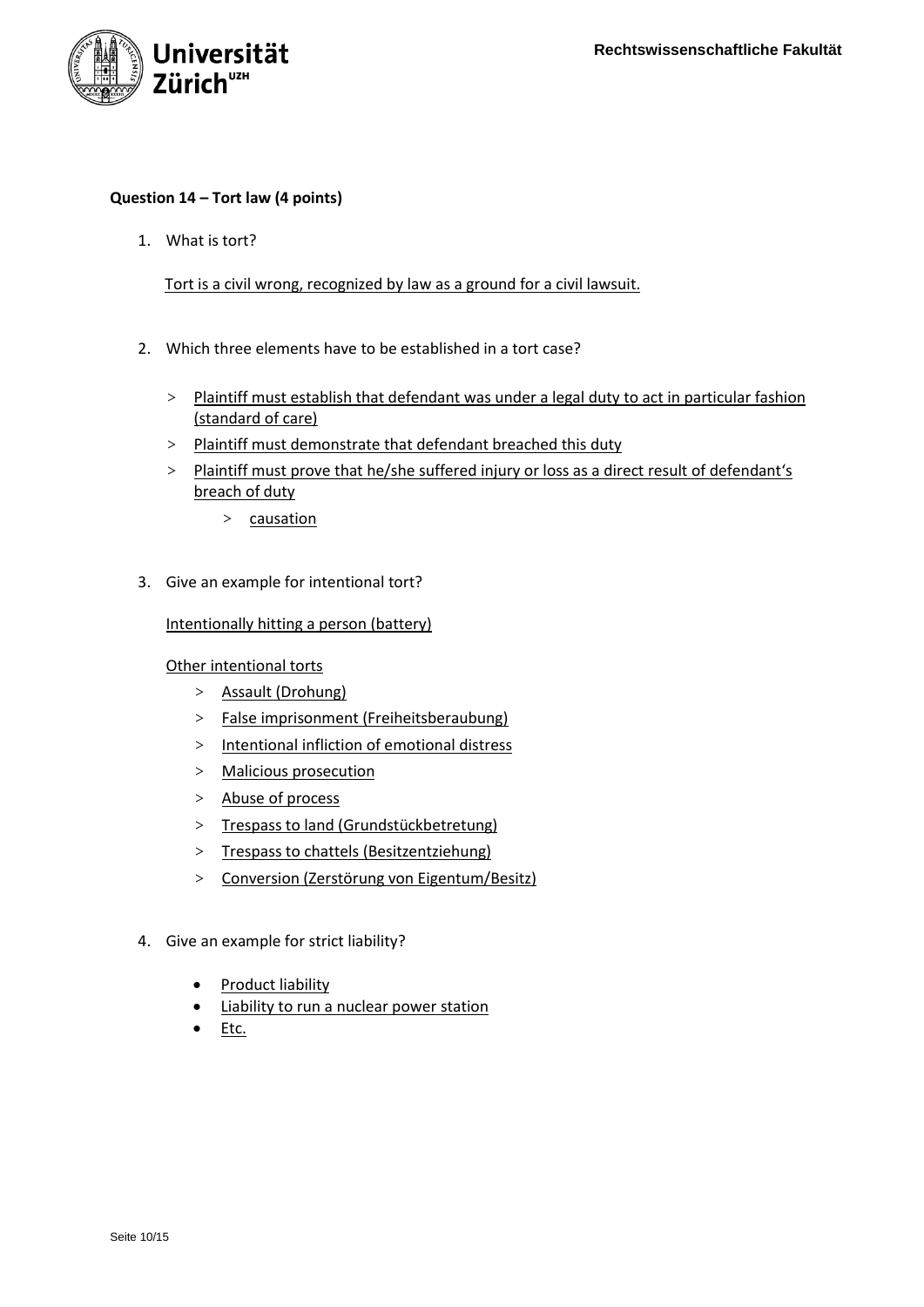**Question 14 – Tort law (4 points)**

1. What is tort?

   Tort is a civil wrong, recognized by law as a ground for a civil lawsuit.

2. Which three elements have to be established in a tort case?

   > Plaintiff must establish that defendant was under a legal duty to act in particular fashion (standard of care)
   
   > Plaintiff must demonstrate that defendant breached this duty
   
   > Plaintiff must prove that he/she suffered injury or loss as a direct result of defendant's breach of duty
   
   > > causation

3. Give an example for intentional tort?

   Intentionally hitting a person (battery)

   Other intentional torts

   > Assault (Drohung)
   
   > False imprisonment (Freiheitsberaubung)
   
   > Intentional infliction of emotional distress
   
   > Malicious prosecution
   
   > Abuse of process
   
   > Trespass to land (Grundstückbetretung)
   
   > Trespass to chattels (Besitzentziehung)
   
   > Conversion (Zerstörung von Eigentum/Besitz)

4. Give an example for strict liability?

   - Product liability
   - Liability to run a nuclear power station
   - Etc.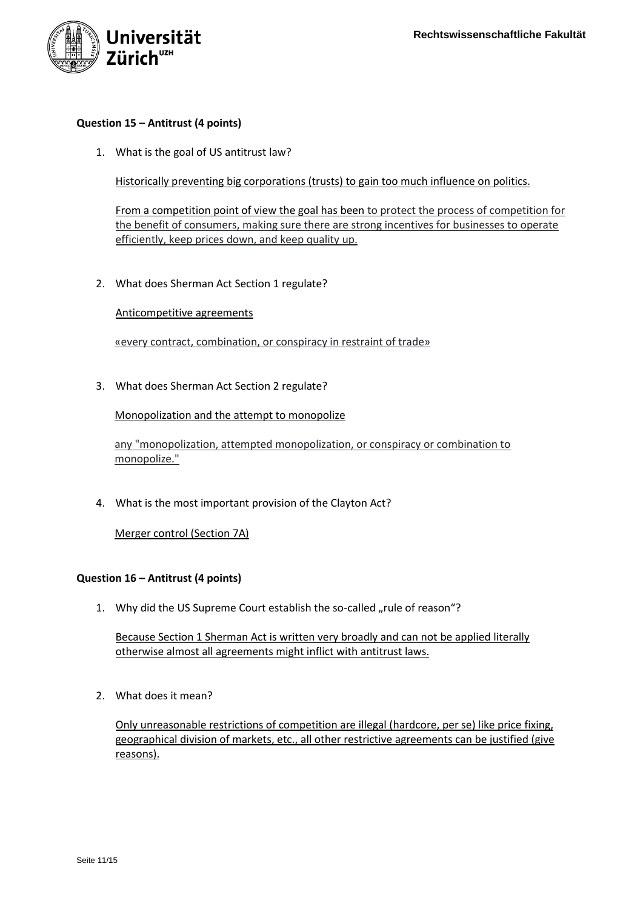**Question 15 – Antitrust (4 points)**

1. What is the goal of US antitrust law?

   Historically preventing big corporations (trusts) to gain too much influence on politics.

   From a competition point of view the goal has been to protect the process of competition for the benefit of consumers, making sure there are strong incentives for businesses to operate efficiently, keep prices down, and keep quality up.

2. What does Sherman Act Section 1 regulate?

   Anticompetitive agreements

   «every contract, combination, or conspiracy in restraint of trade»

3. What does Sherman Act Section 2 regulate?

   Monopolization and the attempt to monopolize

   any "monopolization, attempted monopolization, or conspiracy or combination to monopolize."

4. What is the most important provision of the Clayton Act?

   Merger control (Section 7A)

**Question 16 – Antitrust (4 points)**

1. Why did the US Supreme Court establish the so-called „rule of reason"?

   Because Section 1 Sherman Act is written very broadly and can not be applied literally otherwise almost all agreements might inflict with antitrust laws.

2. What does it mean?

   Only unreasonable restrictions of competition are illegal (hardcore, per se) like price fixing, geographical division of markets, etc., all other restrictive agreements can be justified (give reasons).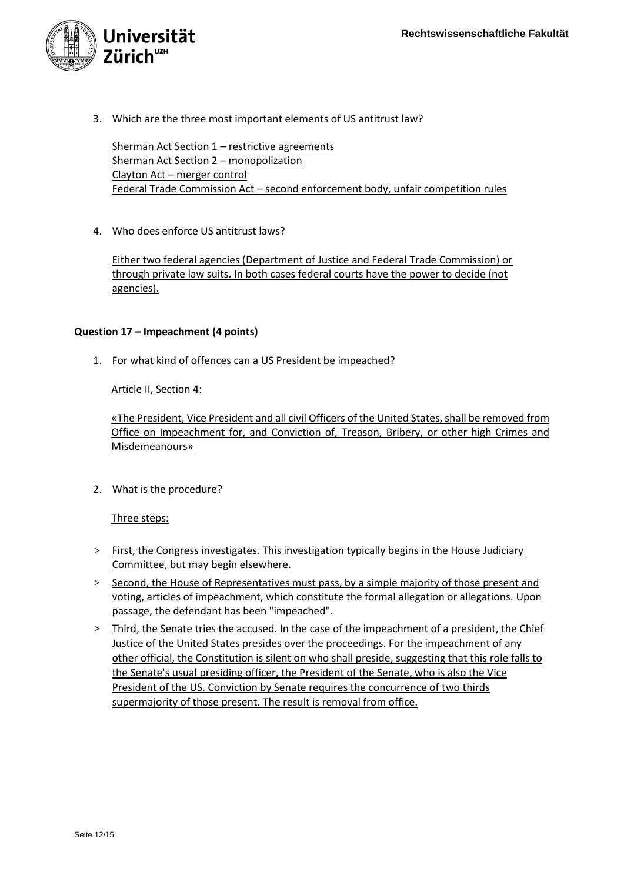3. Which are the three most important elements of US antitrust law?

   Sherman Act Section 1 – restrictive agreements
   Sherman Act Section 2 – monopolization
   Clayton Act – merger control
   Federal Trade Commission Act – second enforcement body, unfair competition rules

4. Who does enforce US antitrust laws?

   Either two federal agencies (Department of Justice and Federal Trade Commission) or through private law suits. In both cases federal courts have the power to decide (not agencies).

**Question 17 – Impeachment (4 points)**

1. For what kind of offences can a US President be impeached?

   Article II, Section 4:

   «The President, Vice President and all civil Officers of the United States, shall be removed from Office on Impeachment for, and Conviction of, Treason, Bribery, or other high Crimes and Misdemeanours»

2. What is the procedure?

   Three steps:

> First, the Congress investigates. This investigation typically begins in the House Judiciary Committee, but may begin elsewhere.

> Second, the House of Representatives must pass, by a simple majority of those present and voting, articles of impeachment, which constitute the formal allegation or allegations. Upon passage, the defendant has been "impeached".

> Third, the Senate tries the accused. In the case of the impeachment of a president, the Chief Justice of the United States presides over the proceedings. For the impeachment of any other official, the Constitution is silent on who shall preside, suggesting that this role falls to the Senate's usual presiding officer, the President of the Senate, who is also the Vice President of the US. Conviction by Senate requires the concurrence of two thirds supermajority of those present. The result is removal from office.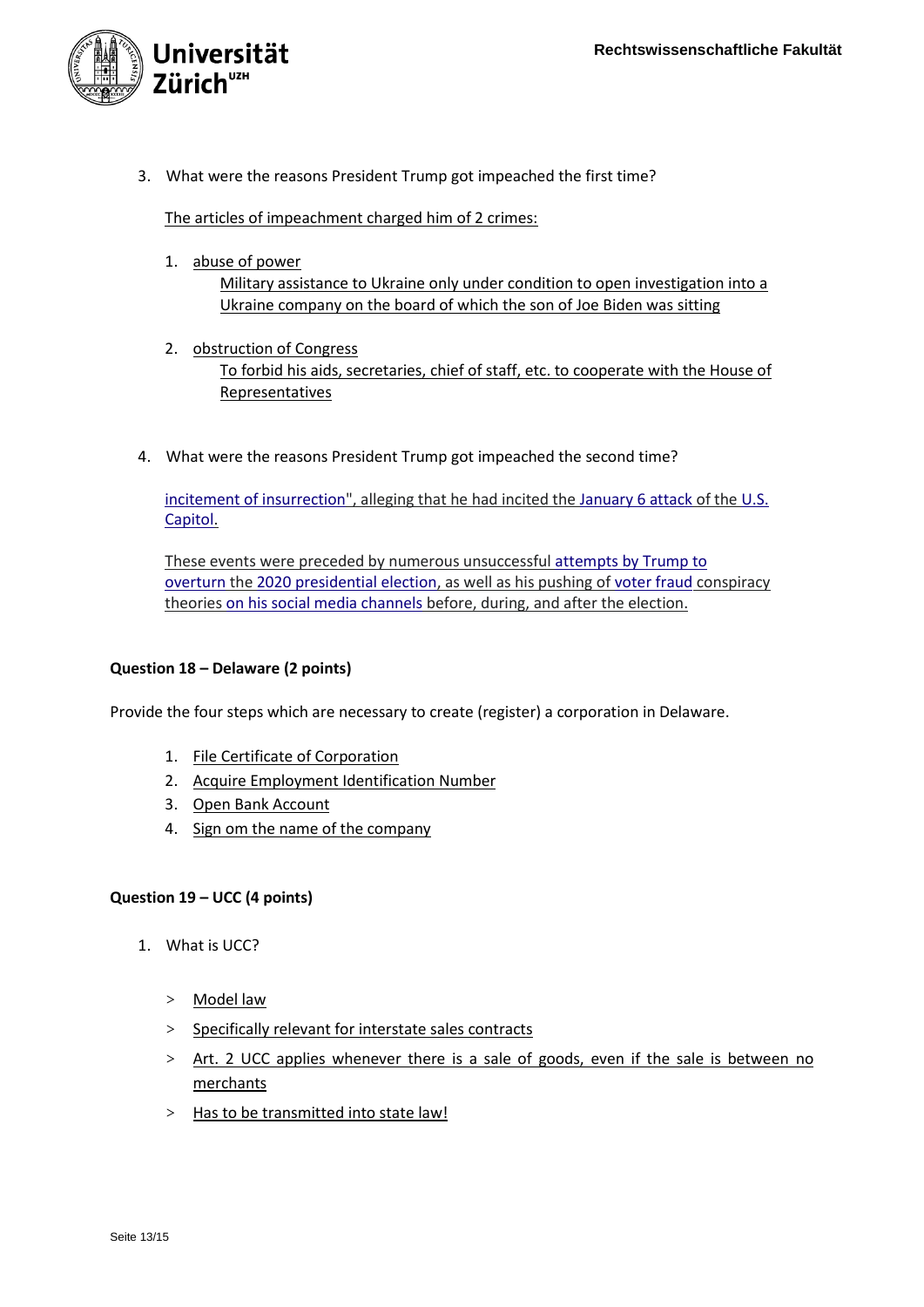3. What were the reasons President Trump got impeached the first time?

   The articles of impeachment charged him of 2 crimes:

   1. abuse of power
      Military assistance to Ukraine only under condition to open investigation into a Ukraine company on the board of which the son of Joe Biden was sitting

   2. obstruction of Congress
      To forbid his aids, secretaries, chief of staff, etc. to cooperate with the House of Representatives

4. What were the reasons President Trump got impeached the second time?

   incitement of insurrection", alleging that he had incited the January 6 attack of the U.S. Capitol.

   These events were preceded by numerous unsuccessful attempts by Trump to overturn the 2020 presidential election, as well as his pushing of voter fraud conspiracy theories on his social media channels before, during, and after the election.

**Question 18 – Delaware (2 points)**

Provide the four steps which are necessary to create (register) a corporation in Delaware.

1. File Certificate of Corporation
2. Acquire Employment Identification Number
3. Open Bank Account
4. Sign om the name of the company

**Question 19 – UCC (4 points)**

1. What is UCC?

   > Model law

   > Specifically relevant for interstate sales contracts

   > Art. 2 UCC applies whenever there is a sale of goods, even if the sale is between no merchants

   > Has to be transmitted into state law!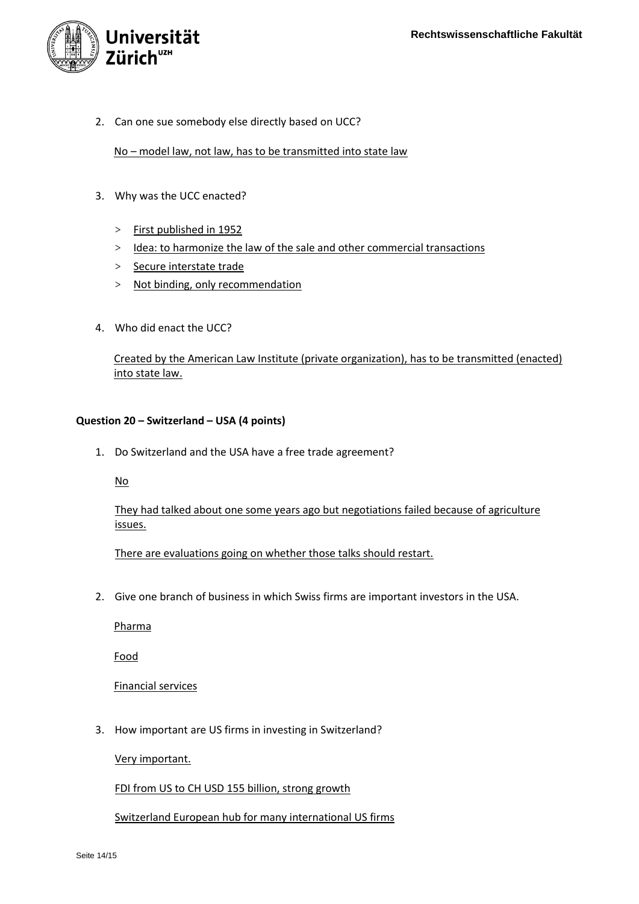2. Can one sue somebody else directly based on UCC?

   No – model law, not law, has to be transmitted into state law

3. Why was the UCC enacted?

   > First published in 1952
   > Idea: to harmonize the law of the sale and other commercial transactions
   > Secure interstate trade
   > Not binding, only recommendation

4. Who did enact the UCC?

   Created by the American Law Institute (private organization), has to be transmitted (enacted) into state law.

**Question 20 – Switzerland – USA (4 points)**

1. Do Switzerland and the USA have a free trade agreement?

   No

   They had talked about one some years ago but negotiations failed because of agriculture issues.

   There are evaluations going on whether those talks should restart.

2. Give one branch of business in which Swiss firms are important investors in the USA.

   Pharma

   Food

   Financial services

3. How important are US firms in investing in Switzerland?

   Very important.

   FDI from US to CH USD 155 billion, strong growth

   Switzerland European hub for many international US firms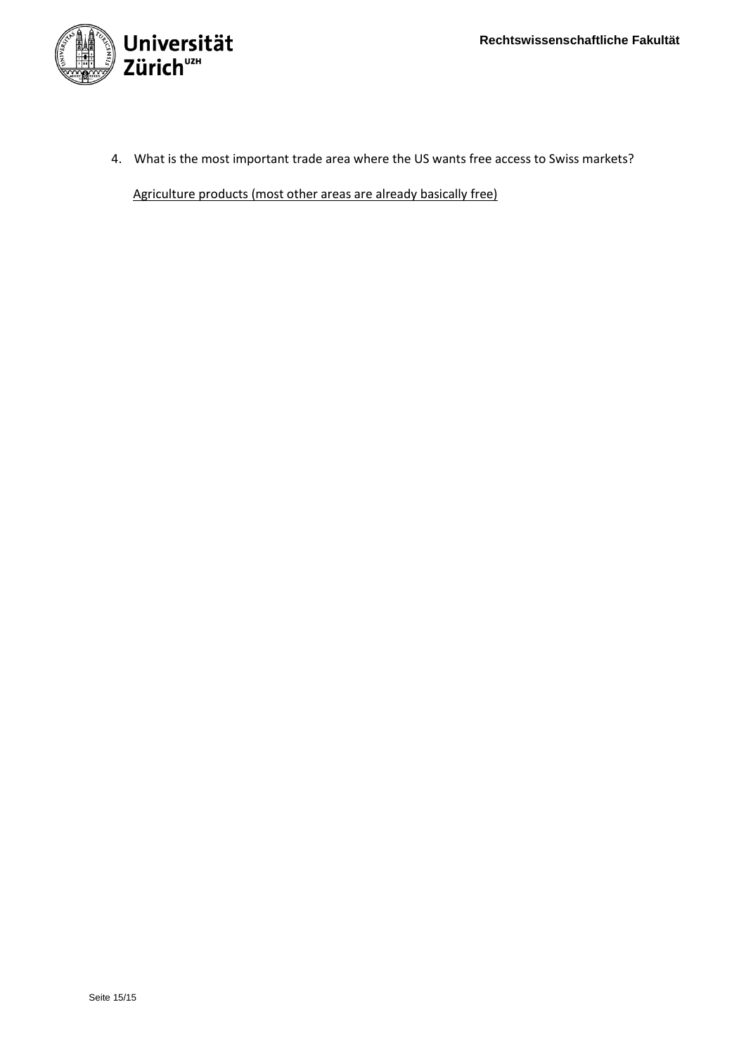4. What is the most important trade area where the US wants free access to Swiss markets?

   Agriculture products (most other areas are already basically free)